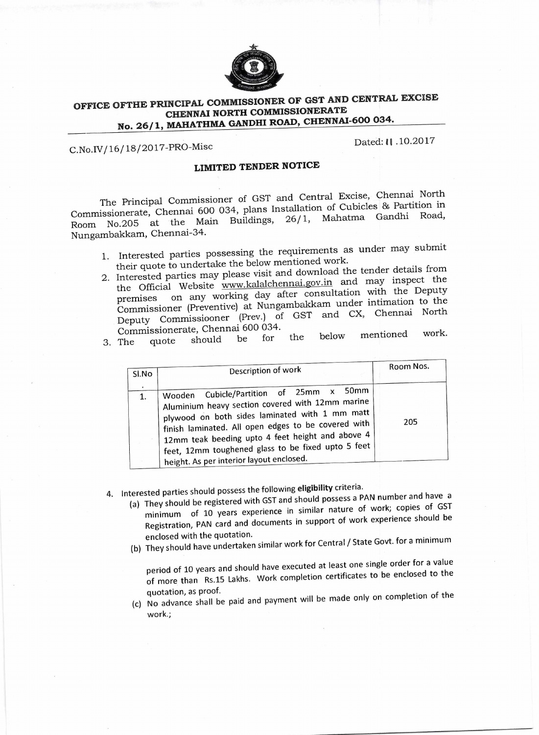# OFFICE OFTHE PRINCIPAL COMMISSIONER OF GST AND CENTRAL EXCISE
## CHENNAI NORTH COMMISSIONERATE
## No. 26/1, MAHATHMA GANDHI ROAD, CHENNAI-600 034.

C.No.IV/16/18/2017-PRO-Misc

Dated: 11 .10.2017

### LIMITED TENDER NOTICE

The Principal Commissioner of GST and Central Excise, Chennai North Commissionerate, Chennai 600 034, plans Installation of Cubicles & Partition in Room No.205 at the Main Buildings, 26/1, Mahatma Gandhi Road, Nungambakkam, Chennai-34.

1. Interested parties possessing the requirements as under may submit their quote to undertake the below mentioned work.
2. Interested parties may please visit and download the tender details from the Official Website www.kalalchennai.gov.in and may inspect the premises on any working day after consultation with the Deputy Commissioner (Preventive) at Nungambakkam under intimation to the Deputy Commissiooner (Prev.) of GST and CX, Chennai North Commissionerate, Chennai 600 034.
3. The quote should be for the below mentioned work.

| Sl.No. | Description of work | Room Nos. |
|---|---|---|
| 1. | Wooden Cubicle/Partition of 25mm x 50mm Aluminium heavy section covered with 12mm marine plywood on both sides laminated with 1 mm matt finish laminated. All open edges to be covered with 12mm teak beeding upto 4 feet height and above 4 feet, 12mm toughened glass to be fixed upto 5 feet height. As per interior layout enclosed. | 205 |

4. Interested parties should possess the following **eligibility** criteria.
   (a) They should be registered with GST and should possess a PAN number and have a minimum of 10 years experience in similar nature of work; copies of GST Registration, PAN card and documents in support of work experience should be enclosed with the quotation.
   (b) They should have undertaken similar work for Central / State Govt. for a minimum period of 10 years and should have executed at least one single order for a value of more than Rs.15 Lakhs. Work completion certificates to be enclosed to the quotation, as proof.
   (c) No advance shall be paid and payment will be made only on completion of the work.;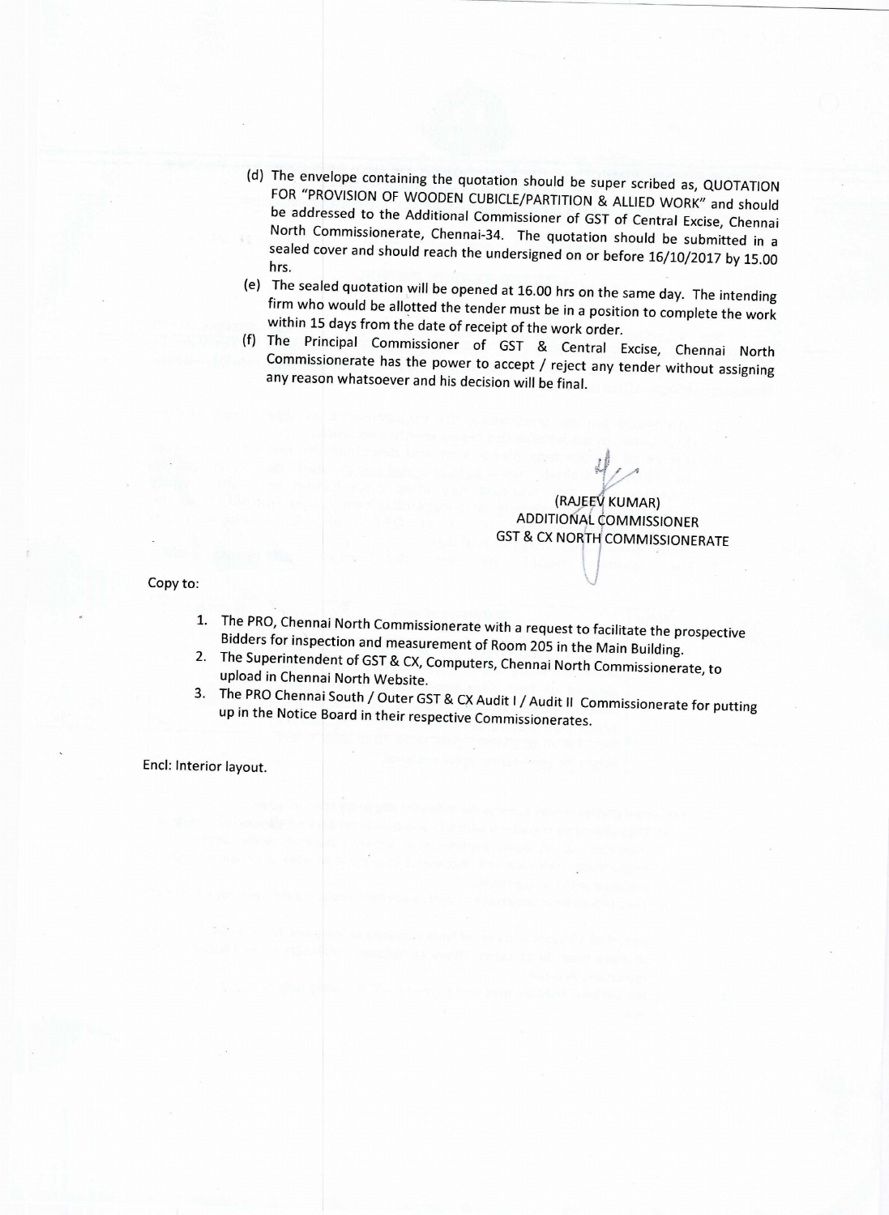(d) The envelope containing the quotation should be super scribed as, QUOTATION FOR "PROVISION OF WOODEN CUBICLE/PARTITION & ALLIED WORK" and should be addressed to the Additional Commissioner of GST of Central Excise, Chennai North Commissionerate, Chennai-34. The quotation should be submitted in a sealed cover and should reach the undersigned on or before 16/10/2017 by 15.00 hrs.

(e) The sealed quotation will be opened at 16.00 hrs on the same day. The intending firm who would be allotted the tender must be in a position to complete the work within 15 days from the date of receipt of the work order.

(f) The Principal Commissioner of GST & Central Excise, Chennai North Commissionerate has the power to accept / reject any tender without assigning any reason whatsoever and his decision will be final.

(RAJEEV KUMAR)
ADDITIONAL COMMISSIONER
GST & CX NORTH COMMISSIONERATE

Copy to:

1. The PRO, Chennai North Commissionerate with a request to facilitate the prospective Bidders for inspection and measurement of Room 205 in the Main Building.
2. The Superintendent of GST & CX, Computers, Chennai North Commissionerate, to upload in Chennai North Website.
3. The PRO Chennai South / Outer GST & CX Audit I / Audit II Commissionerate for putting up in the Notice Board in their respective Commissionerates.

Encl: Interior layout.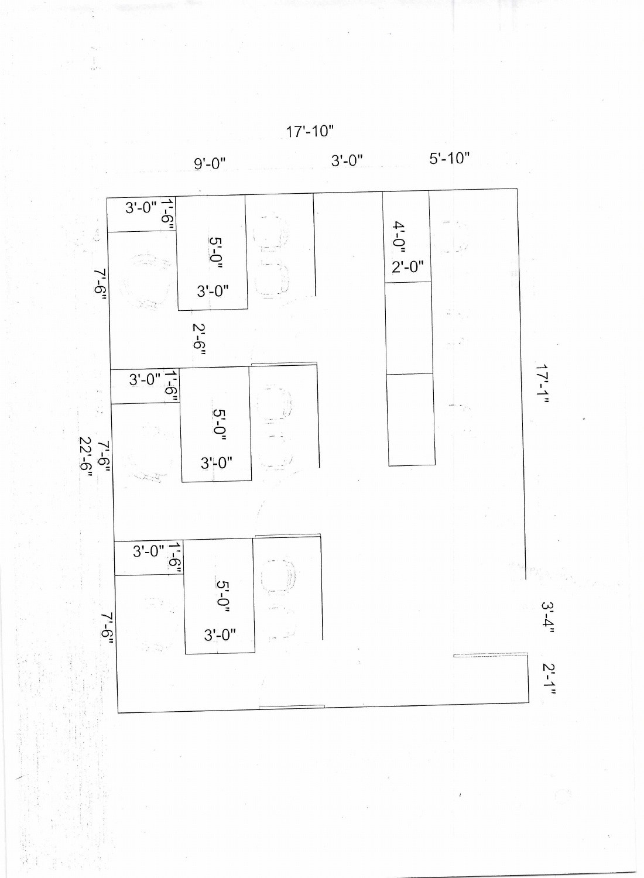17'-10"

9'-0"

3'-0"

5'-10"

3'-0"

1'-6"

5'-0"

3'-0"

7'-6"

2'-6"

4'-0"

2'-0"

17'-1"

3'-0"

1'-6"

5'-0"

3'-0"

7'-6"

22'-6"

3'-0"

1'-6"

5'-0"

3'-0"

7'-6"

3'-4"

2'-1"